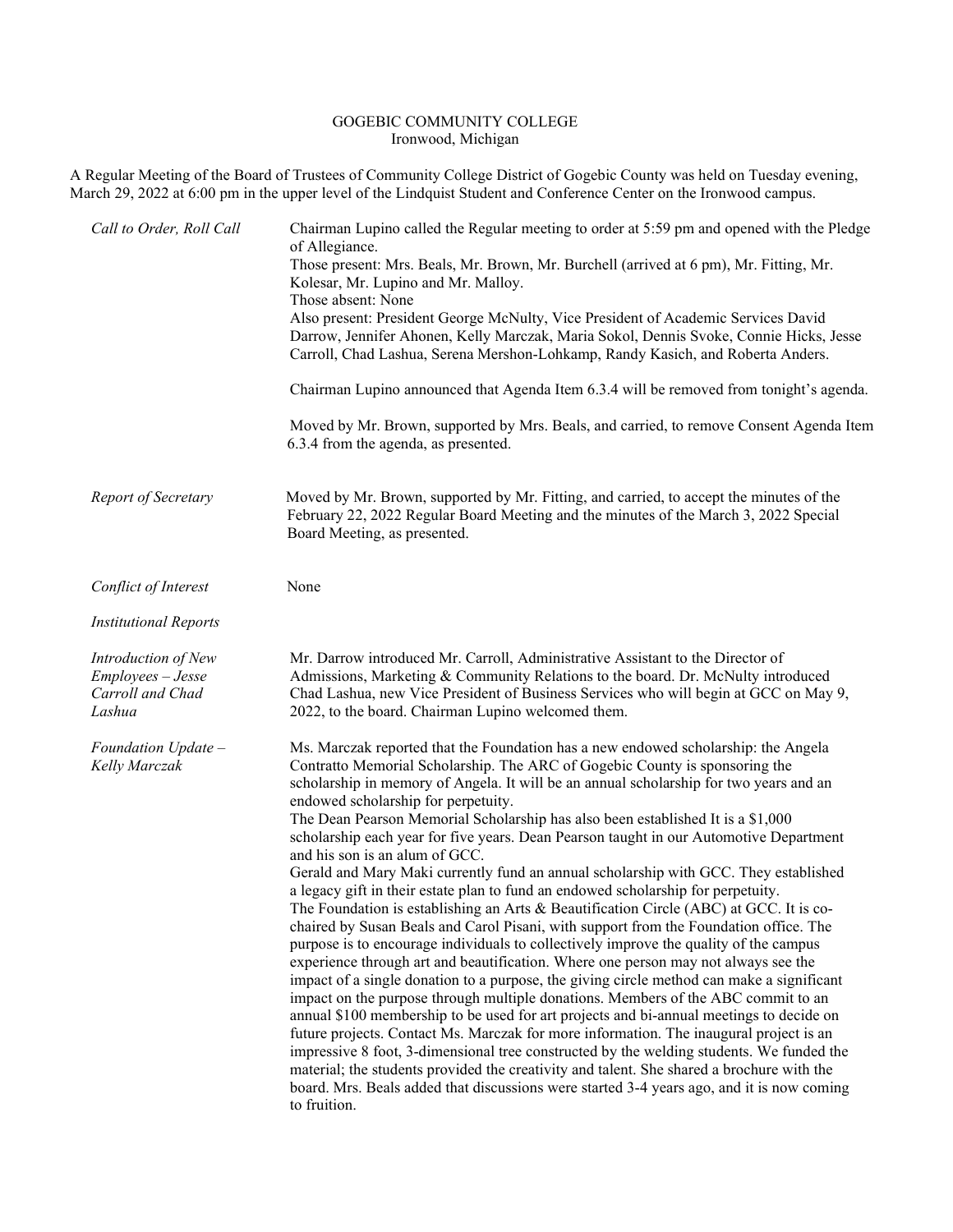GOGEBIC COMMUNITY COLLEGE
Ironwood, Michigan

A Regular Meeting of the Board of Trustees of Community College District of Gogebic County was held on Tuesday evening, March 29, 2022 at 6:00 pm in the upper level of the Lindquist Student and Conference Center on the Ironwood campus.

*Call to Order, Roll Call*

Chairman Lupino called the Regular meeting to order at 5:59 pm and opened with the Pledge of Allegiance.
Those present: Mrs. Beals, Mr. Brown, Mr. Burchell (arrived at 6 pm), Mr. Fitting, Mr. Kolesar, Mr. Lupino and Mr. Malloy.
Those absent: None
Also present: President George McNulty, Vice President of Academic Services David Darrow, Jennifer Ahonen, Kelly Marczak, Maria Sokol, Dennis Svoke, Connie Hicks, Jesse Carroll, Chad Lashua, Serena Mershon-Lohkamp, Randy Kasich, and Roberta Anders.

Chairman Lupino announced that Agenda Item 6.3.4 will be removed from tonight's agenda.

Moved by Mr. Brown, supported by Mrs. Beals, and carried, to remove Consent Agenda Item 6.3.4 from the agenda, as presented.

*Report of Secretary*

Moved by Mr. Brown, supported by Mr. Fitting, and carried, to accept the minutes of the February 22, 2022 Regular Board Meeting and the minutes of the March 3, 2022 Special Board Meeting, as presented.

*Conflict of Interest*

None

*Institutional Reports*

*Introduction of New Employees – Jesse Carroll and Chad Lashua*

Mr. Darrow introduced Mr. Carroll, Administrative Assistant to the Director of Admissions, Marketing & Community Relations to the board. Dr. McNulty introduced Chad Lashua, new Vice President of Business Services who will begin at GCC on May 9, 2022, to the board. Chairman Lupino welcomed them.

*Foundation Update – Kelly Marczak*

Ms. Marczak reported that the Foundation has a new endowed scholarship: the Angela Contratto Memorial Scholarship. The ARC of Gogebic County is sponsoring the scholarship in memory of Angela. It will be an annual scholarship for two years and an endowed scholarship for perpetuity.
The Dean Pearson Memorial Scholarship has also been established It is a $1,000 scholarship each year for five years. Dean Pearson taught in our Automotive Department and his son is an alum of GCC.
Gerald and Mary Maki currently fund an annual scholarship with GCC. They established a legacy gift in their estate plan to fund an endowed scholarship for perpetuity.
The Foundation is establishing an Arts & Beautification Circle (ABC) at GCC. It is co-chaired by Susan Beals and Carol Pisani, with support from the Foundation office. The purpose is to encourage individuals to collectively improve the quality of the campus experience through art and beautification. Where one person may not always see the impact of a single donation to a purpose, the giving circle method can make a significant impact on the purpose through multiple donations. Members of the ABC commit to an annual $100 membership to be used for art projects and bi-annual meetings to decide on future projects. Contact Ms. Marczak for more information. The inaugural project is an impressive 8 foot, 3-dimensional tree constructed by the welding students. We funded the material; the students provided the creativity and talent. She shared a brochure with the board. Mrs. Beals added that discussions were started 3-4 years ago, and it is now coming to fruition.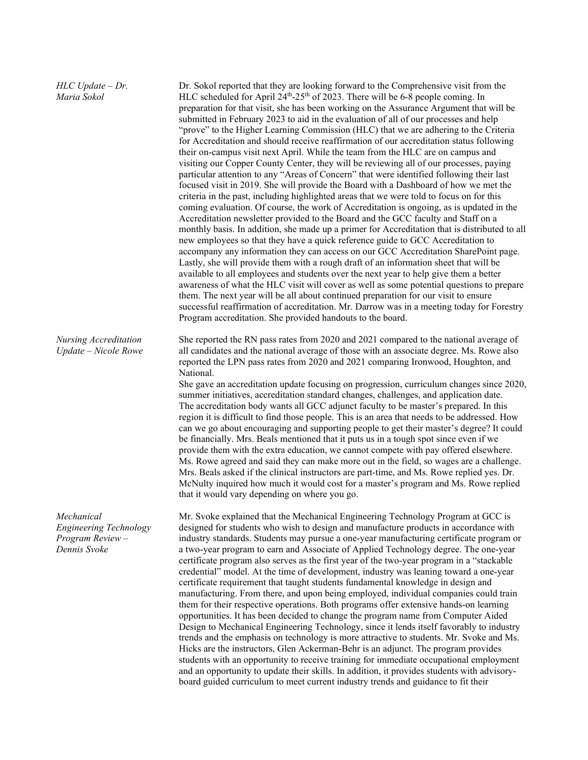*HLC Update – Dr. Maria Sokol*

Dr. Sokol reported that they are looking forward to the Comprehensive visit from the HLC scheduled for April 24th-25th of 2023. There will be 6-8 people coming. In preparation for that visit, she has been working on the Assurance Argument that will be submitted in February 2023 to aid in the evaluation of all of our processes and help "prove" to the Higher Learning Commission (HLC) that we are adhering to the Criteria for Accreditation and should receive reaffirmation of our accreditation status following their on-campus visit next April. While the team from the HLC are on campus and visiting our Copper County Center, they will be reviewing all of our processes, paying particular attention to any "Areas of Concern" that were identified following their last focused visit in 2019. She will provide the Board with a Dashboard of how we met the criteria in the past, including highlighted areas that we were told to focus on for this coming evaluation. Of course, the work of Accreditation is ongoing, as is updated in the Accreditation newsletter provided to the Board and the GCC faculty and Staff on a monthly basis. In addition, she made up a primer for Accreditation that is distributed to all new employees so that they have a quick reference guide to GCC Accreditation to accompany any information they can access on our GCC Accreditation SharePoint page. Lastly, she will provide them with a rough draft of an information sheet that will be available to all employees and students over the next year to help give them a better awareness of what the HLC visit will cover as well as some potential questions to prepare them. The next year will be all about continued preparation for our visit to ensure successful reaffirmation of accreditation. Mr. Darrow was in a meeting today for Forestry Program accreditation. She provided handouts to the board.

*Nursing Accreditation Update – Nicole Rowe*

She reported the RN pass rates from 2020 and 2021 compared to the national average of all candidates and the national average of those with an associate degree. Ms. Rowe also reported the LPN pass rates from 2020 and 2021 comparing Ironwood, Houghton, and National.

She gave an accreditation update focusing on progression, curriculum changes since 2020, summer initiatives, accreditation standard changes, challenges, and application date. The accreditation body wants all GCC adjunct faculty to be master's prepared. In this region it is difficult to find those people. This is an area that needs to be addressed. How can we go about encouraging and supporting people to get their master's degree? It could be financially. Mrs. Beals mentioned that it puts us in a tough spot since even if we provide them with the extra education, we cannot compete with pay offered elsewhere. Ms. Rowe agreed and said they can make more out in the field, so wages are a challenge. Mrs. Beals asked if the clinical instructors are part-time, and Ms. Rowe replied yes. Dr. McNulty inquired how much it would cost for a master's program and Ms. Rowe replied that it would vary depending on where you go.

*Mechanical Engineering Technology Program Review – Dennis Svoke*

Mr. Svoke explained that the Mechanical Engineering Technology Program at GCC is designed for students who wish to design and manufacture products in accordance with industry standards. Students may pursue a one-year manufacturing certificate program or a two-year program to earn and Associate of Applied Technology degree. The one-year certificate program also serves as the first year of the two-year program in a "stackable credential" model. At the time of development, industry was leaning toward a one-year certificate requirement that taught students fundamental knowledge in design and manufacturing. From there, and upon being employed, individual companies could train them for their respective operations. Both programs offer extensive hands-on learning opportunities. It has been decided to change the program name from Computer Aided Design to Mechanical Engineering Technology, since it lends itself favorably to industry trends and the emphasis on technology is more attractive to students. Mr. Svoke and Ms. Hicks are the instructors, Glen Ackerman-Behr is an adjunct. The program provides students with an opportunity to receive training for immediate occupational employment and an opportunity to update their skills. In addition, it provides students with advisory-board guided curriculum to meet current industry trends and guidance to fit their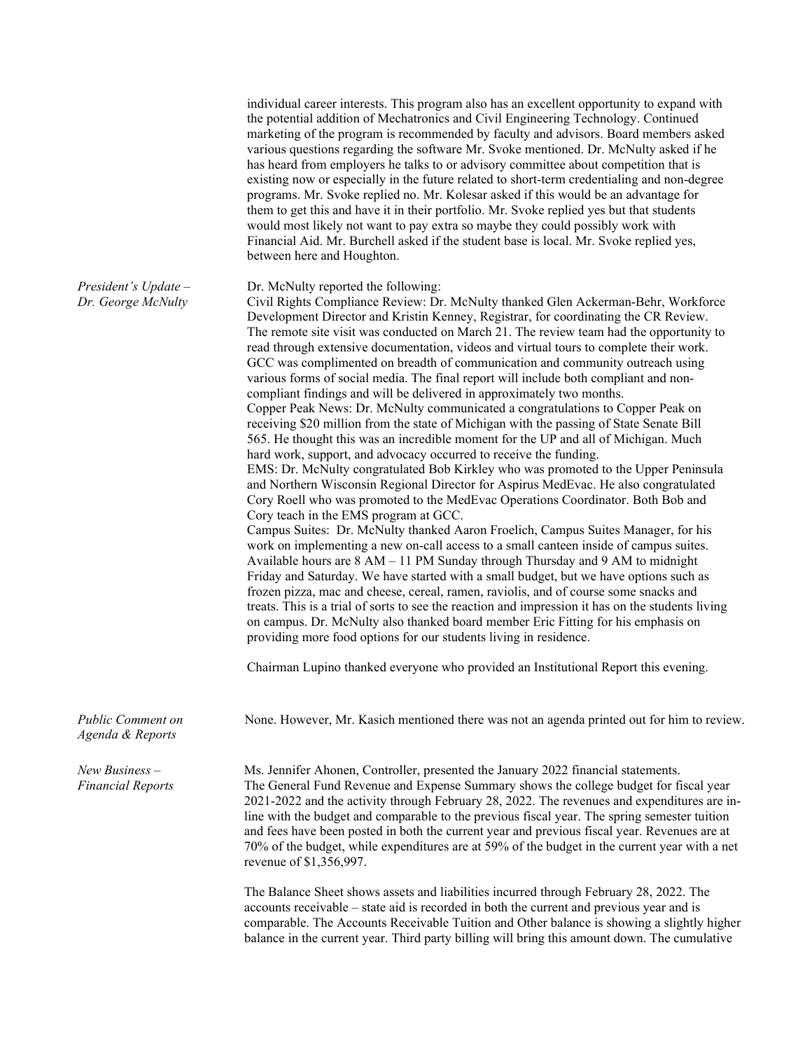individual career interests. This program also has an excellent opportunity to expand with the potential addition of Mechatronics and Civil Engineering Technology. Continued marketing of the program is recommended by faculty and advisors. Board members asked various questions regarding the software Mr. Svoke mentioned. Dr. McNulty asked if he has heard from employers he talks to or advisory committee about competition that is existing now or especially in the future related to short-term credentialing and non-degree programs. Mr. Svoke replied no. Mr. Kolesar asked if this would be an advantage for them to get this and have it in their portfolio. Mr. Svoke replied yes but that students would most likely not want to pay extra so maybe they could possibly work with Financial Aid. Mr. Burchell asked if the student base is local. Mr. Svoke replied yes, between here and Houghton.

*President's Update – Dr. George McNulty*

Dr. McNulty reported the following:

Civil Rights Compliance Review: Dr. McNulty thanked Glen Ackerman-Behr, Workforce Development Director and Kristin Kenney, Registrar, for coordinating the CR Review. The remote site visit was conducted on March 21. The review team had the opportunity to read through extensive documentation, videos and virtual tours to complete their work. GCC was complimented on breadth of communication and community outreach using various forms of social media. The final report will include both compliant and non-compliant findings and will be delivered in approximately two months.

Copper Peak News: Dr. McNulty communicated a congratulations to Copper Peak on receiving $20 million from the state of Michigan with the passing of State Senate Bill 565. He thought this was an incredible moment for the UP and all of Michigan. Much hard work, support, and advocacy occurred to receive the funding.

EMS: Dr. McNulty congratulated Bob Kirkley who was promoted to the Upper Peninsula and Northern Wisconsin Regional Director for Aspirus MedEvac. He also congratulated Cory Roell who was promoted to the MedEvac Operations Coordinator. Both Bob and Cory teach in the EMS program at GCC.

Campus Suites: Dr. McNulty thanked Aaron Froelich, Campus Suites Manager, for his work on implementing a new on-call access to a small canteen inside of campus suites. Available hours are 8 AM – 11 PM Sunday through Thursday and 9 AM to midnight Friday and Saturday. We have started with a small budget, but we have options such as frozen pizza, mac and cheese, cereal, ramen, raviolis, and of course some snacks and treats. This is a trial of sorts to see the reaction and impression it has on the students living on campus. Dr. McNulty also thanked board member Eric Fitting for his emphasis on providing more food options for our students living in residence.

Chairman Lupino thanked everyone who provided an Institutional Report this evening.

*Public Comment on Agenda & Reports*

None. However, Mr. Kasich mentioned there was not an agenda printed out for him to review.

*New Business – Financial Reports*

Ms. Jennifer Ahonen, Controller, presented the January 2022 financial statements. The General Fund Revenue and Expense Summary shows the college budget for fiscal year 2021-2022 and the activity through February 28, 2022. The revenues and expenditures are in-line with the budget and comparable to the previous fiscal year. The spring semester tuition and fees have been posted in both the current year and previous fiscal year. Revenues are at 70% of the budget, while expenditures are at 59% of the budget in the current year with a net revenue of $1,356,997.

The Balance Sheet shows assets and liabilities incurred through February 28, 2022. The accounts receivable – state aid is recorded in both the current and previous year and is comparable. The Accounts Receivable Tuition and Other balance is showing a slightly higher balance in the current year. Third party billing will bring this amount down. The cumulative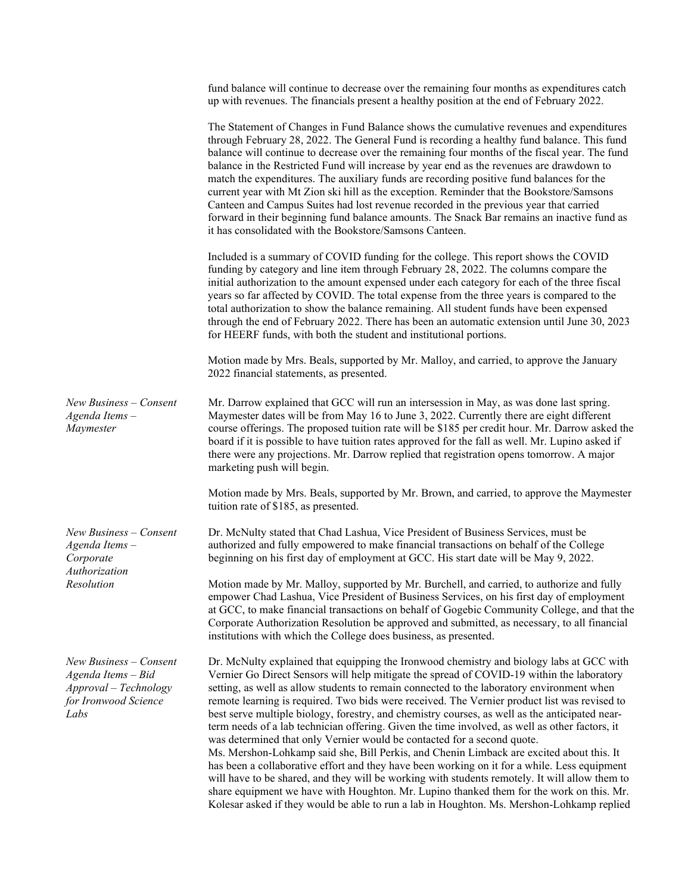fund balance will continue to decrease over the remaining four months as expenditures catch up with revenues. The financials present a healthy position at the end of February 2022.

The Statement of Changes in Fund Balance shows the cumulative revenues and expenditures through February 28, 2022. The General Fund is recording a healthy fund balance. This fund balance will continue to decrease over the remaining four months of the fiscal year. The fund balance in the Restricted Fund will increase by year end as the revenues are drawdown to match the expenditures. The auxiliary funds are recording positive fund balances for the current year with Mt Zion ski hill as the exception. Reminder that the Bookstore/Samsons Canteen and Campus Suites had lost revenue recorded in the previous year that carried forward in their beginning fund balance amounts. The Snack Bar remains an inactive fund as it has consolidated with the Bookstore/Samsons Canteen.

Included is a summary of COVID funding for the college. This report shows the COVID funding by category and line item through February 28, 2022. The columns compare the initial authorization to the amount expensed under each category for each of the three fiscal years so far affected by COVID. The total expense from the three years is compared to the total authorization to show the balance remaining. All student funds have been expensed through the end of February 2022. There has been an automatic extension until June 30, 2023 for HEERF funds, with both the student and institutional portions.

Motion made by Mrs. Beals, supported by Mr. Malloy, and carried, to approve the January 2022 financial statements, as presented.

*New Business – Consent Agenda Items – Maymester*

Mr. Darrow explained that GCC will run an intersession in May, as was done last spring. Maymester dates will be from May 16 to June 3, 2022. Currently there are eight different course offerings. The proposed tuition rate will be $185 per credit hour. Mr. Darrow asked the board if it is possible to have tuition rates approved for the fall as well. Mr. Lupino asked if there were any projections. Mr. Darrow replied that registration opens tomorrow. A major marketing push will begin.

Motion made by Mrs. Beals, supported by Mr. Brown, and carried, to approve the Maymester tuition rate of $185, as presented.

*New Business – Consent Agenda Items – Corporate Authorization Resolution*

Dr. McNulty stated that Chad Lashua, Vice President of Business Services, must be authorized and fully empowered to make financial transactions on behalf of the College beginning on his first day of employment at GCC. His start date will be May 9, 2022.

Motion made by Mr. Malloy, supported by Mr. Burchell, and carried, to authorize and fully empower Chad Lashua, Vice President of Business Services, on his first day of employment at GCC, to make financial transactions on behalf of Gogebic Community College, and that the Corporate Authorization Resolution be approved and submitted, as necessary, to all financial institutions with which the College does business, as presented.

*New Business – Consent Agenda Items – Bid Approval – Technology for Ironwood Science Labs*

Dr. McNulty explained that equipping the Ironwood chemistry and biology labs at GCC with Vernier Go Direct Sensors will help mitigate the spread of COVID-19 within the laboratory setting, as well as allow students to remain connected to the laboratory environment when remote learning is required. Two bids were received. The Vernier product list was revised to best serve multiple biology, forestry, and chemistry courses, as well as the anticipated near-term needs of a lab technician offering. Given the time involved, as well as other factors, it was determined that only Vernier would be contacted for a second quote.
Ms. Mershon-Lohkamp said she, Bill Perkis, and Chenin Limback are excited about this. It has been a collaborative effort and they have been working on it for a while. Less equipment will have to be shared, and they will be working with students remotely. It will allow them to share equipment we have with Houghton. Mr. Lupino thanked them for the work on this. Mr. Kolesar asked if they would be able to run a lab in Houghton. Ms. Mershon-Lohkamp replied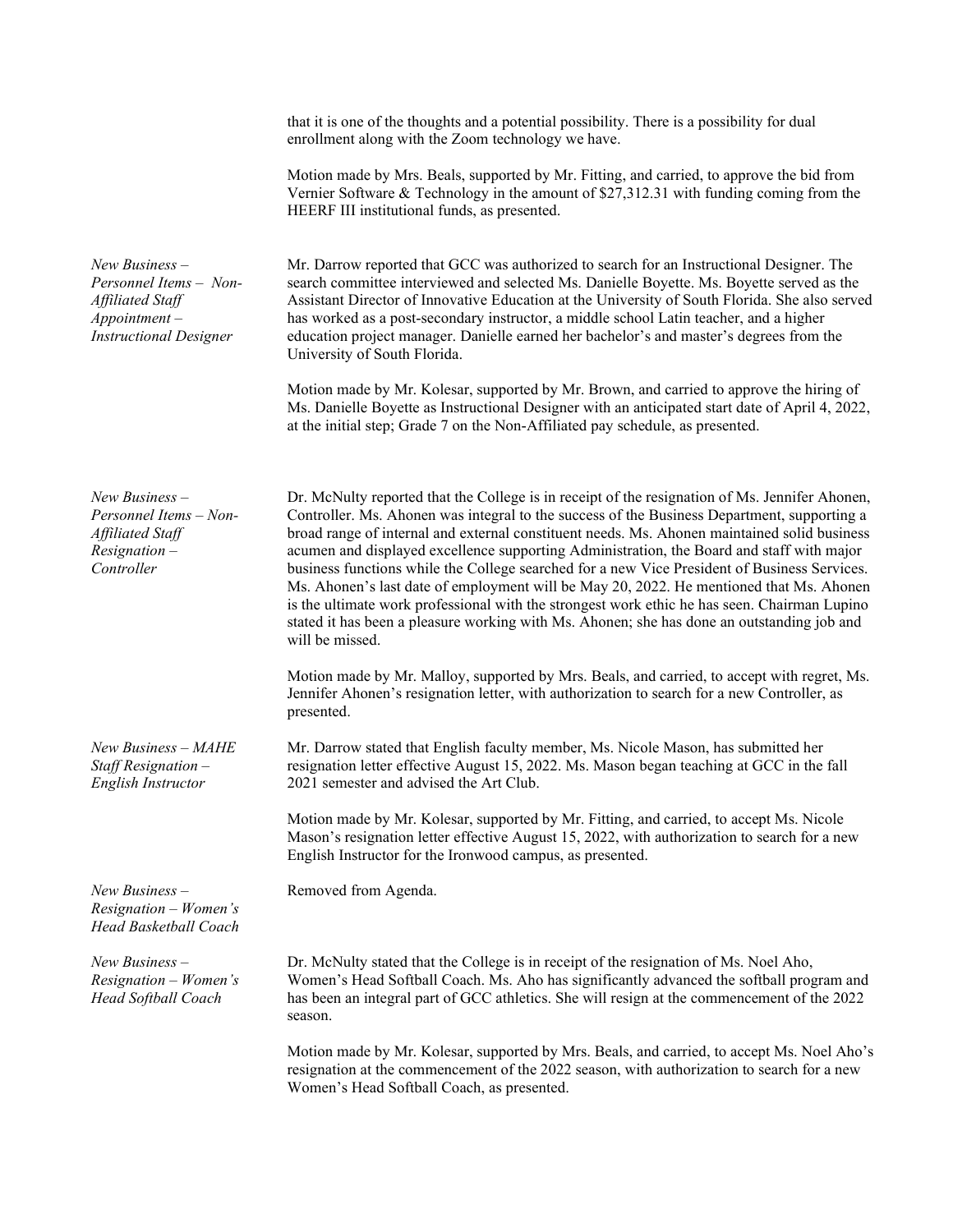that it is one of the thoughts and a potential possibility. There is a possibility for dual enrollment along with the Zoom technology we have.

Motion made by Mrs. Beals, supported by Mr. Fitting, and carried, to approve the bid from Vernier Software & Technology in the amount of $27,312.31 with funding coming from the HEERF III institutional funds, as presented.

*New Business – Personnel Items – Non-Affiliated Staff Appointment – Instructional Designer*

Mr. Darrow reported that GCC was authorized to search for an Instructional Designer. The search committee interviewed and selected Ms. Danielle Boyette. Ms. Boyette served as the Assistant Director of Innovative Education at the University of South Florida. She also served has worked as a post-secondary instructor, a middle school Latin teacher, and a higher education project manager. Danielle earned her bachelor's and master's degrees from the University of South Florida.

Motion made by Mr. Kolesar, supported by Mr. Brown, and carried to approve the hiring of Ms. Danielle Boyette as Instructional Designer with an anticipated start date of April 4, 2022, at the initial step; Grade 7 on the Non-Affiliated pay schedule, as presented.

*New Business – Personnel Items – Non-Affiliated Staff Resignation – Controller*

Dr. McNulty reported that the College is in receipt of the resignation of Ms. Jennifer Ahonen, Controller. Ms. Ahonen was integral to the success of the Business Department, supporting a broad range of internal and external constituent needs. Ms. Ahonen maintained solid business acumen and displayed excellence supporting Administration, the Board and staff with major business functions while the College searched for a new Vice President of Business Services. Ms. Ahonen's last date of employment will be May 20, 2022. He mentioned that Ms. Ahonen is the ultimate work professional with the strongest work ethic he has seen. Chairman Lupino stated it has been a pleasure working with Ms. Ahonen; she has done an outstanding job and will be missed.

Motion made by Mr. Malloy, supported by Mrs. Beals, and carried, to accept with regret, Ms. Jennifer Ahonen's resignation letter, with authorization to search for a new Controller, as presented.

*New Business – MAHE Staff Resignation – English Instructor*

Mr. Darrow stated that English faculty member, Ms. Nicole Mason, has submitted her resignation letter effective August 15, 2022. Ms. Mason began teaching at GCC in the fall 2021 semester and advised the Art Club.

Motion made by Mr. Kolesar, supported by Mr. Fitting, and carried, to accept Ms. Nicole Mason's resignation letter effective August 15, 2022, with authorization to search for a new English Instructor for the Ironwood campus, as presented.

*New Business – Resignation – Women's Head Basketball Coach*

Removed from Agenda.

*New Business – Resignation – Women's Head Softball Coach*

Dr. McNulty stated that the College is in receipt of the resignation of Ms. Noel Aho, Women's Head Softball Coach. Ms. Aho has significantly advanced the softball program and has been an integral part of GCC athletics. She will resign at the commencement of the 2022 season.

Motion made by Mr. Kolesar, supported by Mrs. Beals, and carried, to accept Ms. Noel Aho's resignation at the commencement of the 2022 season, with authorization to search for a new Women's Head Softball Coach, as presented.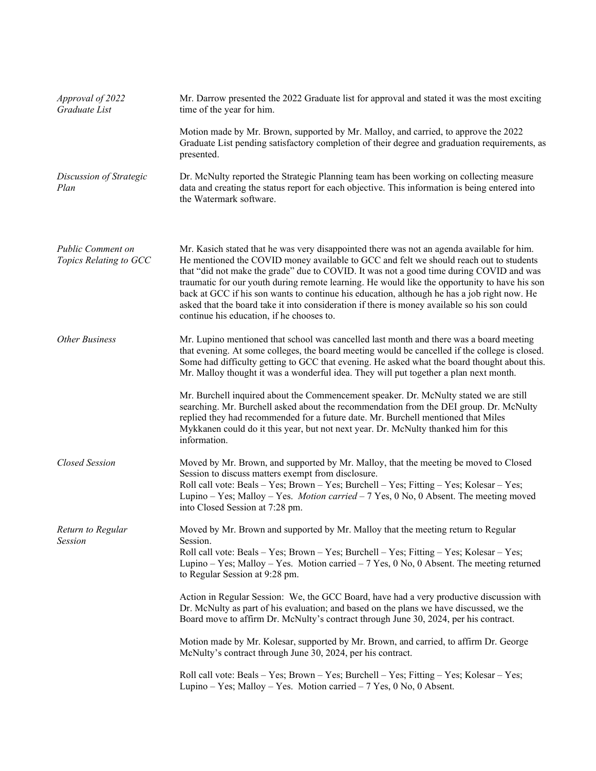*Approval of 2022 Graduate List*

Mr. Darrow presented the 2022 Graduate list for approval and stated it was the most exciting time of the year for him.

Motion made by Mr. Brown, supported by Mr. Malloy, and carried, to approve the 2022 Graduate List pending satisfactory completion of their degree and graduation requirements, as presented.

*Discussion of Strategic Plan*

Dr. McNulty reported the Strategic Planning team has been working on collecting measure data and creating the status report for each objective. This information is being entered into the Watermark software.

*Public Comment on Topics Relating to GCC*

Mr. Kasich stated that he was very disappointed there was not an agenda available for him. He mentioned the COVID money available to GCC and felt we should reach out to students that "did not make the grade" due to COVID. It was not a good time during COVID and was traumatic for our youth during remote learning. He would like the opportunity to have his son back at GCC if his son wants to continue his education, although he has a job right now. He asked that the board take it into consideration if there is money available so his son could continue his education, if he chooses to.

*Other Business*

Mr. Lupino mentioned that school was cancelled last month and there was a board meeting that evening. At some colleges, the board meeting would be cancelled if the college is closed. Some had difficulty getting to GCC that evening. He asked what the board thought about this. Mr. Malloy thought it was a wonderful idea. They will put together a plan next month.

Mr. Burchell inquired about the Commencement speaker. Dr. McNulty stated we are still searching. Mr. Burchell asked about the recommendation from the DEI group. Dr. McNulty replied they had recommended for a future date. Mr. Burchell mentioned that Miles Mykkanen could do it this year, but not next year. Dr. McNulty thanked him for this information.

*Closed Session*

Moved by Mr. Brown, and supported by Mr. Malloy, that the meeting be moved to Closed Session to discuss matters exempt from disclosure.
Roll call vote: Beals – Yes; Brown – Yes; Burchell – Yes; Fitting – Yes; Kolesar – Yes; Lupino – Yes; Malloy – Yes. *Motion carried* – 7 Yes, 0 No, 0 Absent. The meeting moved into Closed Session at 7:28 pm.

*Return to Regular Session*

Moved by Mr. Brown and supported by Mr. Malloy that the meeting return to Regular Session.
Roll call vote: Beals – Yes; Brown – Yes; Burchell – Yes; Fitting – Yes; Kolesar – Yes; Lupino – Yes; Malloy – Yes. Motion carried – 7 Yes, 0 No, 0 Absent. The meeting returned to Regular Session at 9:28 pm.

Action in Regular Session: We, the GCC Board, have had a very productive discussion with Dr. McNulty as part of his evaluation; and based on the plans we have discussed, we the Board move to affirm Dr. McNulty's contract through June 30, 2024, per his contract.

Motion made by Mr. Kolesar, supported by Mr. Brown, and carried, to affirm Dr. George McNulty's contract through June 30, 2024, per his contract.

Roll call vote: Beals – Yes; Brown – Yes; Burchell – Yes; Fitting – Yes; Kolesar – Yes; Lupino – Yes; Malloy – Yes. Motion carried – 7 Yes, 0 No, 0 Absent.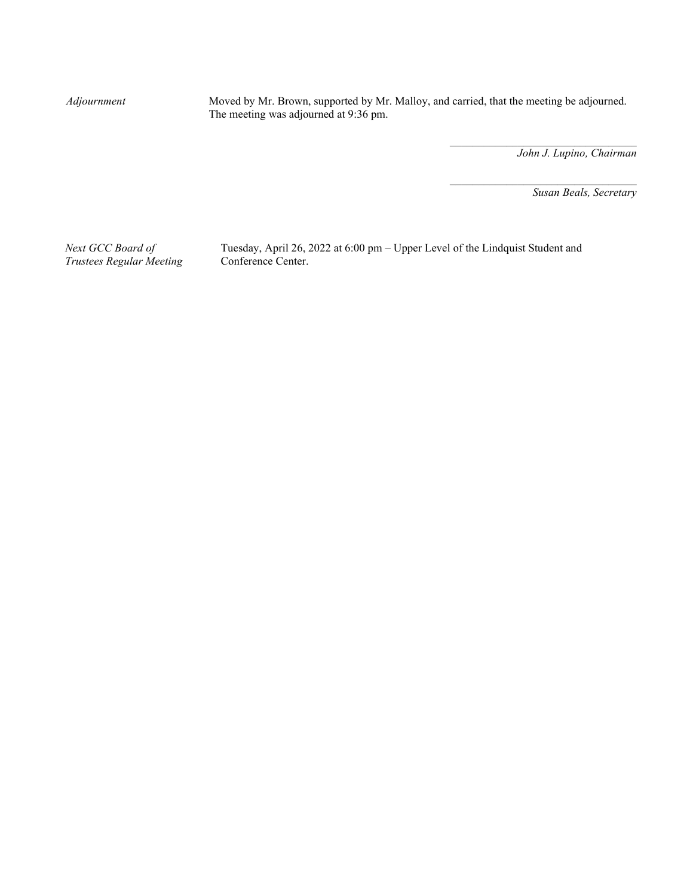*Adjournment*

Moved by Mr. Brown, supported by Mr. Malloy, and carried, that the meeting be adjourned. The meeting was adjourned at 9:36 pm.

\_\_\_\_\_\_\_\_\_\_\_\_\_\_\_\_\_\_\_\_\_\_\_\_\_\_\_\_\_\_\_\_\_\_\_
*John J. Lupino, Chairman*

\_\_\_\_\_\_\_\_\_\_\_\_\_\_\_\_\_\_\_\_\_\_\_\_\_\_\_\_\_\_\_\_\_\_\_
*Susan Beals, Secretary*

*Next GCC Board of Trustees Regular Meeting*

Tuesday, April 26, 2022 at 6:00 pm – Upper Level of the Lindquist Student and Conference Center.